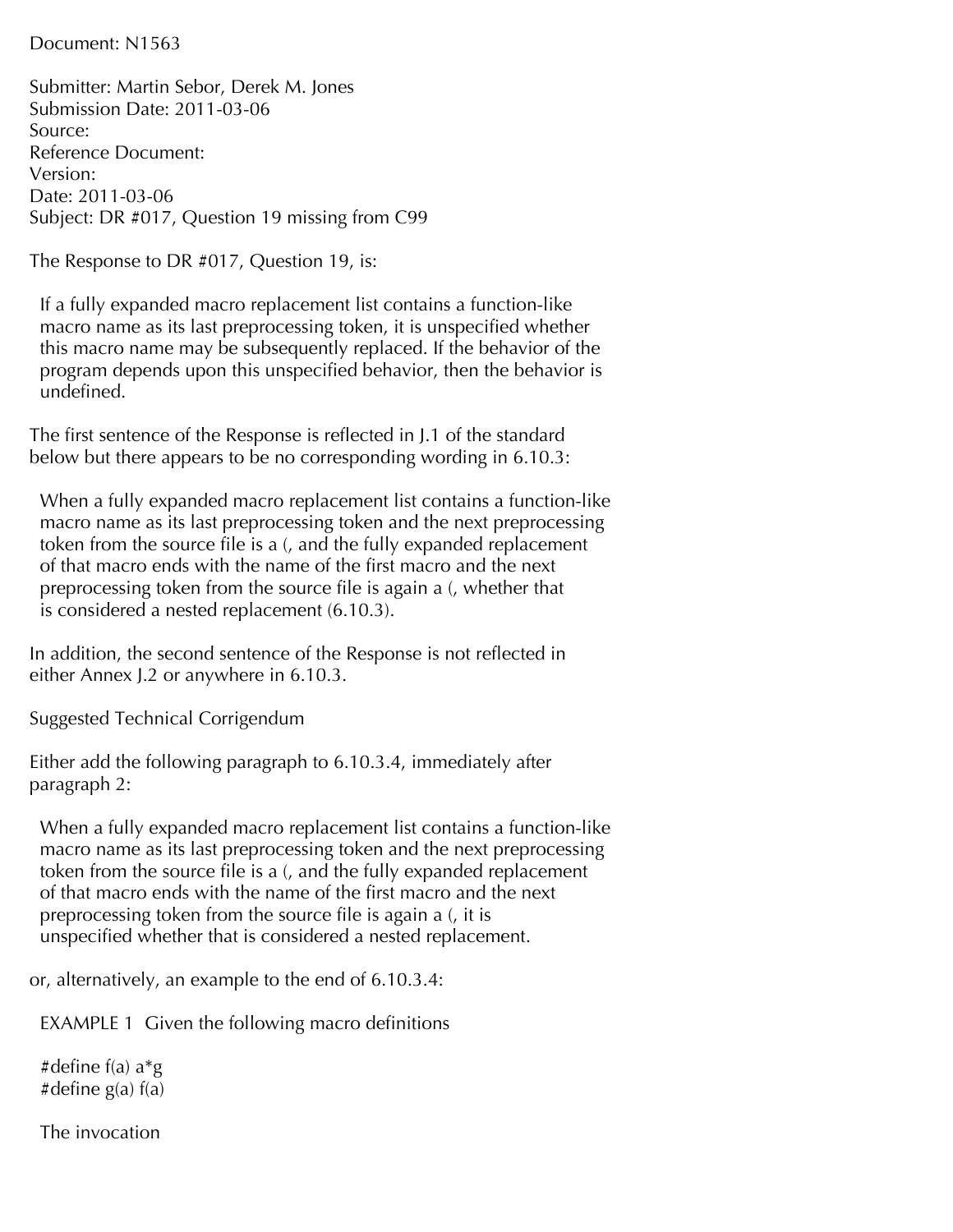Document: N1563

Submitter: Martin Sebor, Derek M. Jones
Submission Date: 2011-03-06
Source:
Reference Document:
Version:
Date: 2011-03-06
Subject: DR #017, Question 19 missing from C99

The Response to DR #017, Question 19, is:

> If a fully expanded macro replacement list contains a function-like macro name as its last preprocessing token, it is unspecified whether this macro name may be subsequently replaced. If the behavior of the program depends upon this unspecified behavior, then the behavior is undefined.

The first sentence of the Response is reflected in J.1 of the standard below but there appears to be no corresponding wording in 6.10.3:

> When a fully expanded macro replacement list contains a function-like macro name as its last preprocessing token and the next preprocessing token from the source file is a (, and the fully expanded replacement of that macro ends with the name of the first macro and the next preprocessing token from the source file is again a (, whether that is considered a nested replacement (6.10.3).

In addition, the second sentence of the Response is not reflected in either Annex J.2 or anywhere in 6.10.3.

Suggested Technical Corrigendum

Either add the following paragraph to 6.10.3.4, immediately after paragraph 2:

> When a fully expanded macro replacement list contains a function-like macro name as its last preprocessing token and the next preprocessing token from the source file is a (, and the fully expanded replacement of that macro ends with the name of the first macro and the next preprocessing token from the source file is again a (, it is unspecified whether that is considered a nested replacement.

or, alternatively, an example to the end of 6.10.3.4:

> EXAMPLE 1 Given the following macro definitions

```
#define f(a) a*g
#define g(a) f(a)
```

> The invocation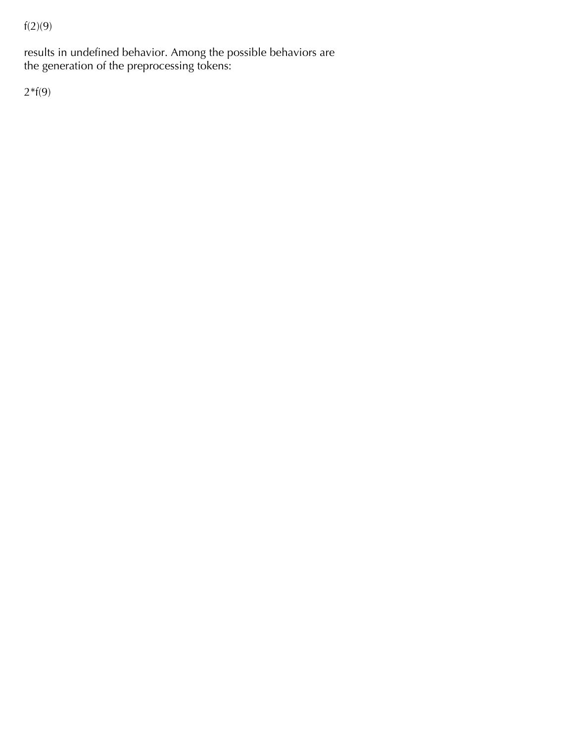```
f(2)(9)
```

results in undefined behavior. Among the possible behaviors are the generation of the preprocessing tokens:

```
2*f(9)
```